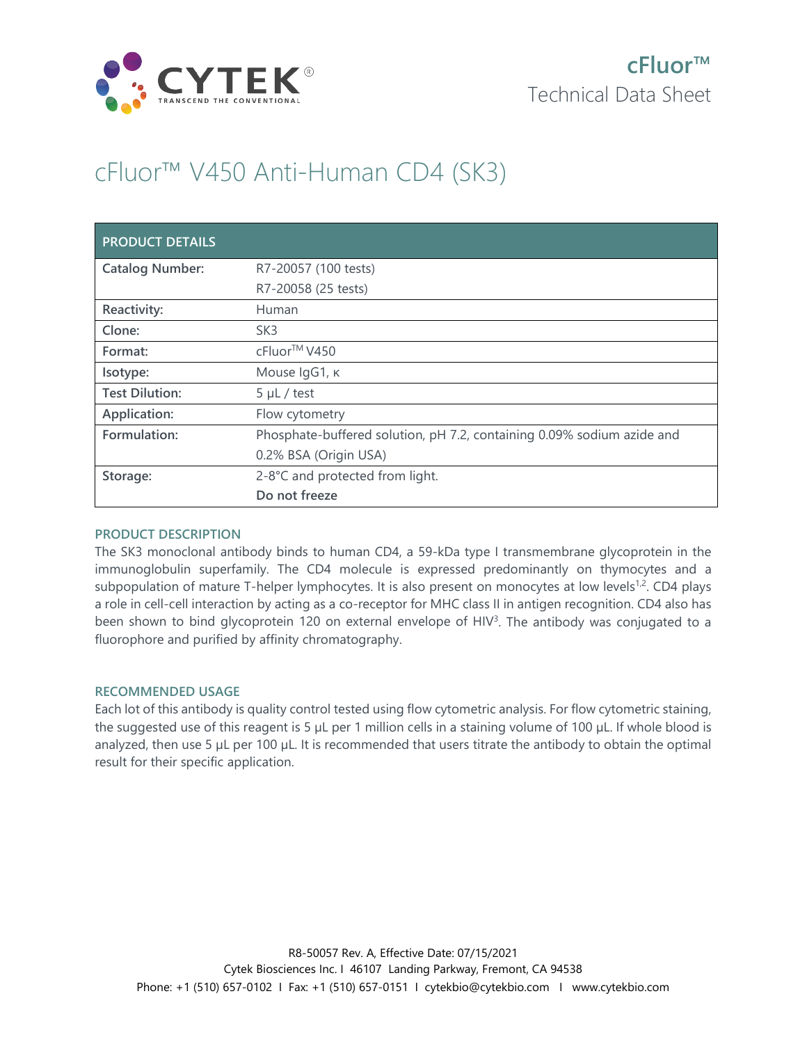cFluor™
Technical Data Sheet

# cFluor™ V450 Anti-Human CD4 (SK3)

| PRODUCT DETAILS | |
|---|---|
| **Catalog Number:** | R7-20057 (100 tests)<br>R7-20058 (25 tests) |
| **Reactivity:** | Human |
| **Clone:** | SK3 |
| **Format:** | cFluor™ V450 |
| **Isotype:** | Mouse IgG1, κ |
| **Test Dilution:** | 5 µL / test |
| **Application:** | Flow cytometry |
| **Formulation:** | Phosphate-buffered solution, pH 7.2, containing 0.09% sodium azide and 0.2% BSA (Origin USA) |
| **Storage:** | 2-8°C and protected from light.<br>**Do not freeze** |

## PRODUCT DESCRIPTION

The SK3 monoclonal antibody binds to human CD4, a 59-kDa type I transmembrane glycoprotein in the immunoglobulin superfamily. The CD4 molecule is expressed predominantly on thymocytes and a subpopulation of mature T-helper lymphocytes. It is also present on monocytes at low levels[1,2]. CD4 plays a role in cell-cell interaction by acting as a co-receptor for MHC class II in antigen recognition. CD4 also has been shown to bind glycoprotein 120 on external envelope of HIV[3]. The antibody was conjugated to a fluorophore and purified by affinity chromatography.

## RECOMMENDED USAGE

Each lot of this antibody is quality control tested using flow cytometric analysis. For flow cytometric staining, the suggested use of this reagent is 5 µL per 1 million cells in a staining volume of 100 µL. If whole blood is analyzed, then use 5 µL per 100 µL. It is recommended that users titrate the antibody to obtain the optimal result for their specific application.

R8-50057 Rev. A, Effective Date: 07/15/2021
Cytek Biosciences Inc. I 46107 Landing Parkway, Fremont, CA 94538
Phone: +1 (510) 657-0102 I Fax: +1 (510) 657-0151 I cytekbio@cytekbio.com I www.cytekbio.com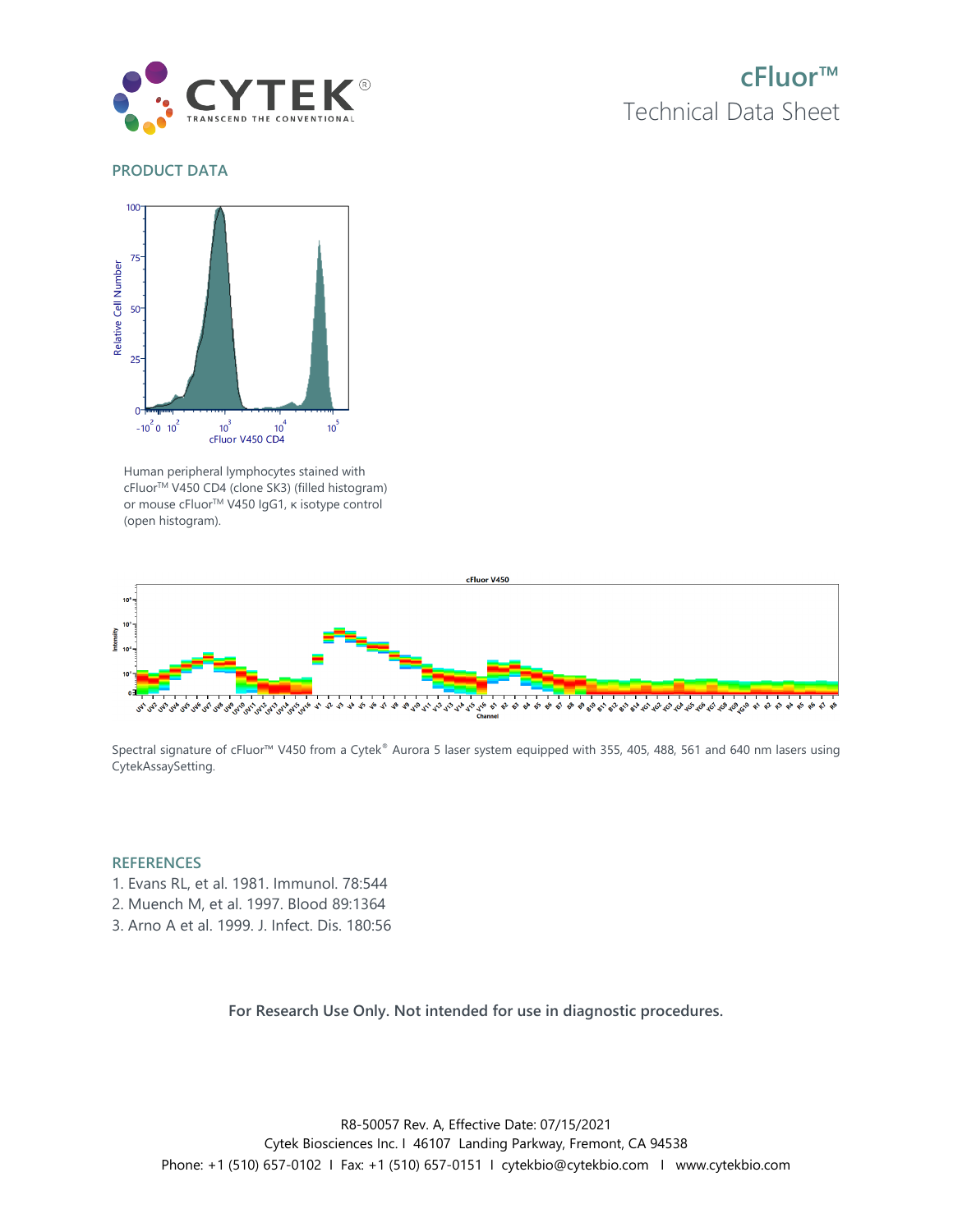## PRODUCT DATA

100
75
50
25
0
Relative Cell Number
$-10^2$ 0 $10^2$ $10^3$ $10^4$ $10^5$
cFluor V450 CD4

Human peripheral lymphocytes stained with cFluor™ V450 CD4 (clone SK3) (filled histogram) or mouse cFluor™ V450 IgG1, κ isotype control (open histogram).

cFluor V450

Intensity

Channel

Spectral signature of cFluor™ V450 from a Cytek® Aurora 5 laser system equipped with 355, 405, 488, 561 and 640 nm lasers using CytekAssaySetting.

## REFERENCES

1. Evans RL, et al. 1981. Immunol. 78:544
2. Muench M, et al. 1997. Blood 89:1364
3. Arno A et al. 1999. J. Infect. Dis. 180:56

**For Research Use Only. Not intended for use in diagnostic procedures.**

R8-50057 Rev. A, Effective Date: 07/15/2021
Cytek Biosciences Inc. I 46107 Landing Parkway, Fremont, CA 94538
Phone: +1 (510) 657-0102 I Fax: +1 (510) 657-0151 I cytekbio@cytekbio.com I www.cytekbio.com